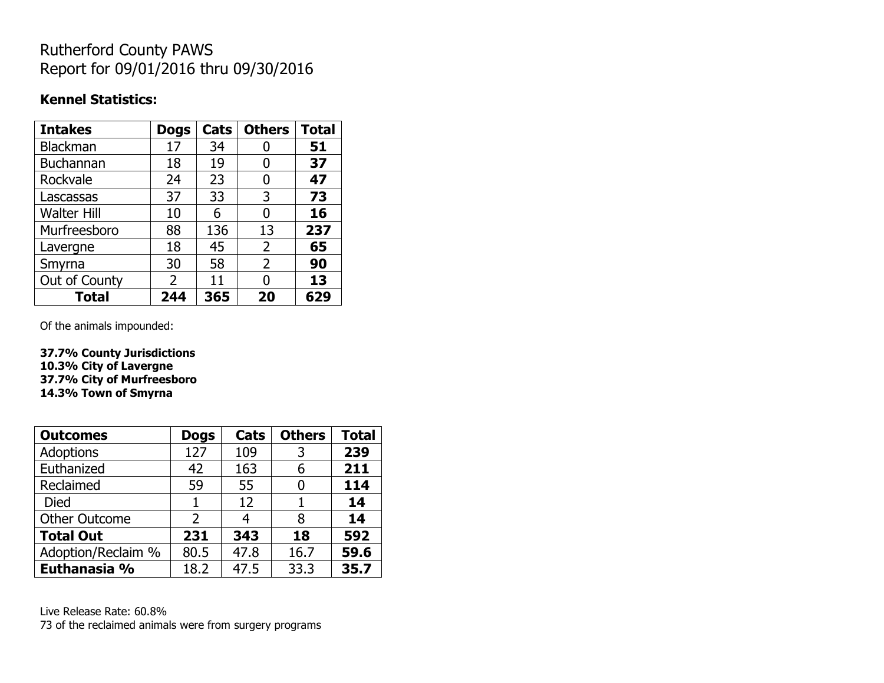# Rutherford County PAWS
# Report for 09/01/2016 thru 09/30/2016

**Kennel Statistics:**

| Intakes | Dogs | Cats | Others | Total |
|---|---|---|---|---|
| Blackman | 17 | 34 | 0 | **51** |
| Buchannan | 18 | 19 | 0 | **37** |
| Rockvale | 24 | 23 | 0 | **47** |
| Lascassas | 37 | 33 | 3 | **73** |
| Walter Hill | 10 | 6 | 0 | **16** |
| Murfreesboro | 88 | 136 | 13 | **237** |
| Lavergne | 18 | 45 | 2 | **65** |
| Smyrna | 30 | 58 | 2 | **90** |
| Out of County | 2 | 11 | 0 | **13** |
| **Total** | **244** | **365** | **20** | **629** |

Of the animals impounded:

**37.7% County Jurisdictions**
**10.3% City of Lavergne**
**37.7% City of Murfreesboro**
**14.3% Town of Smyrna**

| Outcomes | Dogs | Cats | Others | Total |
|---|---|---|---|---|
| Adoptions | 127 | 109 | 3 | **239** |
| Euthanized | 42 | 163 | 6 | **211** |
| Reclaimed | 59 | 55 | 0 | **114** |
| Died | 1 | 12 | 1 | **14** |
| Other Outcome | 2 | 4 | 8 | **14** |
| **Total Out** | **231** | **343** | **18** | **592** |
| Adoption/Reclaim % | 80.5 | 47.8 | 16.7 | **59.6** |
| **Euthanasia %** | 18.2 | 47.5 | 33.3 | **35.7** |

Live Release Rate: 60.8%
73 of the reclaimed animals were from surgery programs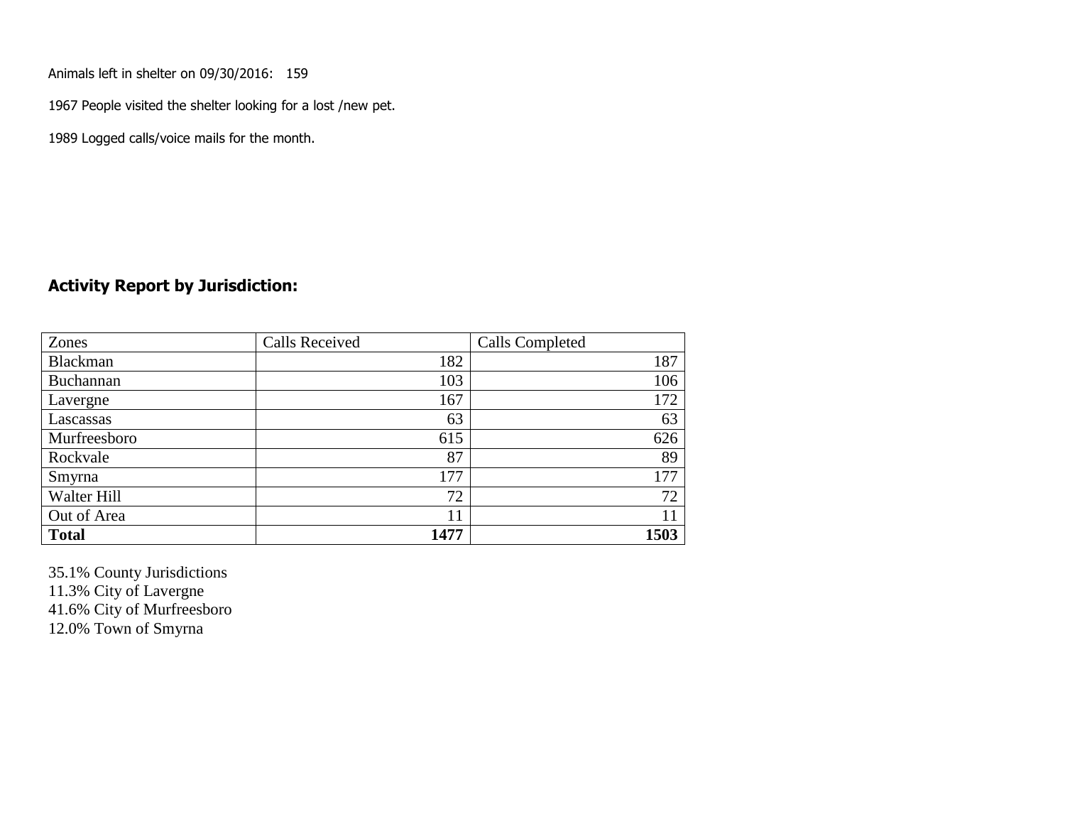Animals left in shelter on 09/30/2016: 159

1967 People visited the shelter looking for a lost /new pet.

1989 Logged calls/voice mails for the month.

## Activity Report by Jurisdiction:

| Zones | Calls Received | Calls Completed |
| --- | --- | --- |
| Blackman | 182 | 187 |
| Buchannan | 103 | 106 |
| Lavergne | 167 | 172 |
| Lascassas | 63 | 63 |
| Murfreesboro | 615 | 626 |
| Rockvale | 87 | 89 |
| Smyrna | 177 | 177 |
| Walter Hill | 72 | 72 |
| Out of Area | 11 | 11 |
| **Total** | **1477** | **1503** |

35.1% County Jurisdictions
11.3% City of Lavergne
41.6% City of Murfreesboro
12.0% Town of Smyrna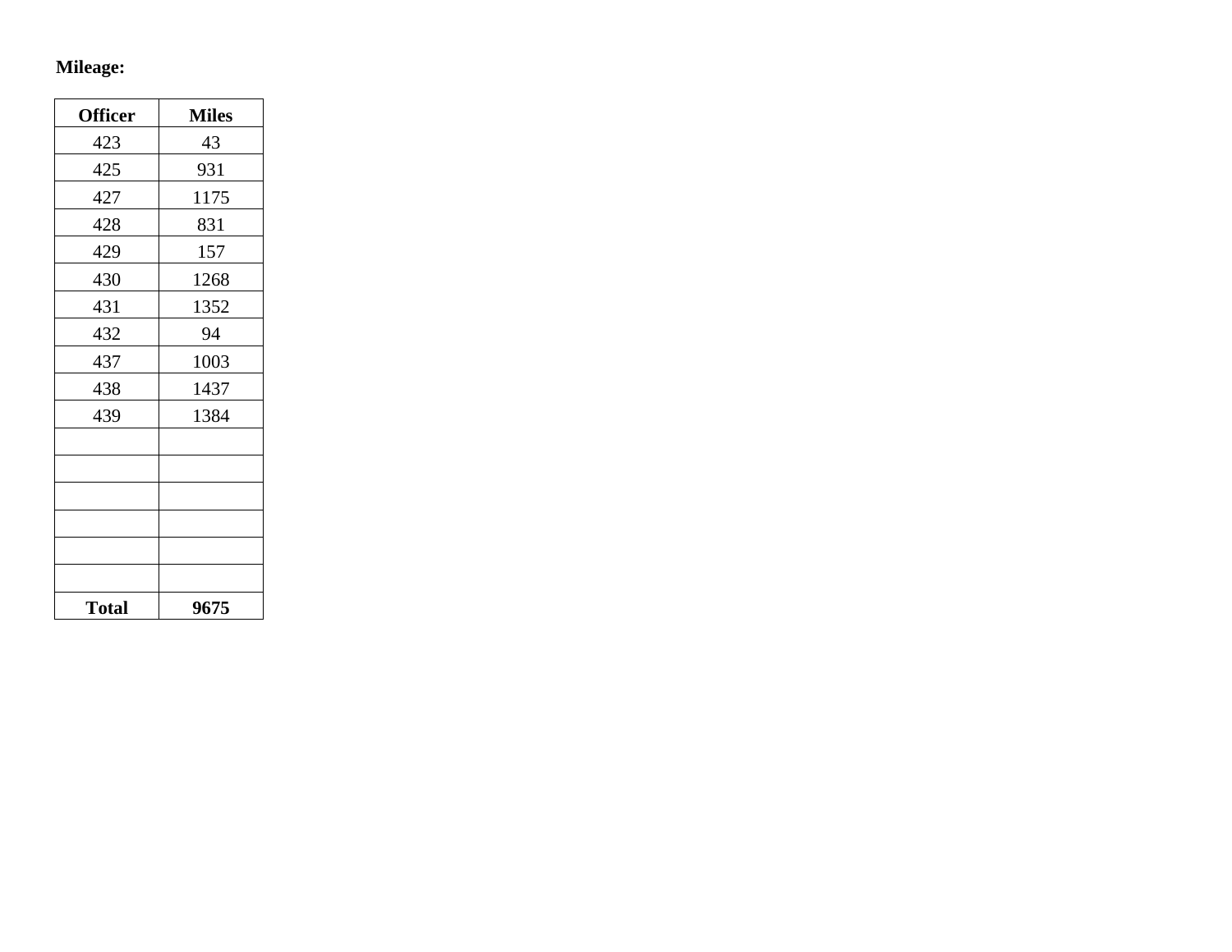**Mileage:**

| Officer | Miles |
|---|---|
| 423 | 43 |
| 425 | 931 |
| 427 | 1175 |
| 428 | 831 |
| 429 | 157 |
| 430 | 1268 |
| 431 | 1352 |
| 432 | 94 |
| 437 | 1003 |
| 438 | 1437 |
| 439 | 1384 |
| | |
| | |
| | |
| | |
| | |
| | |
| **Total** | **9675** |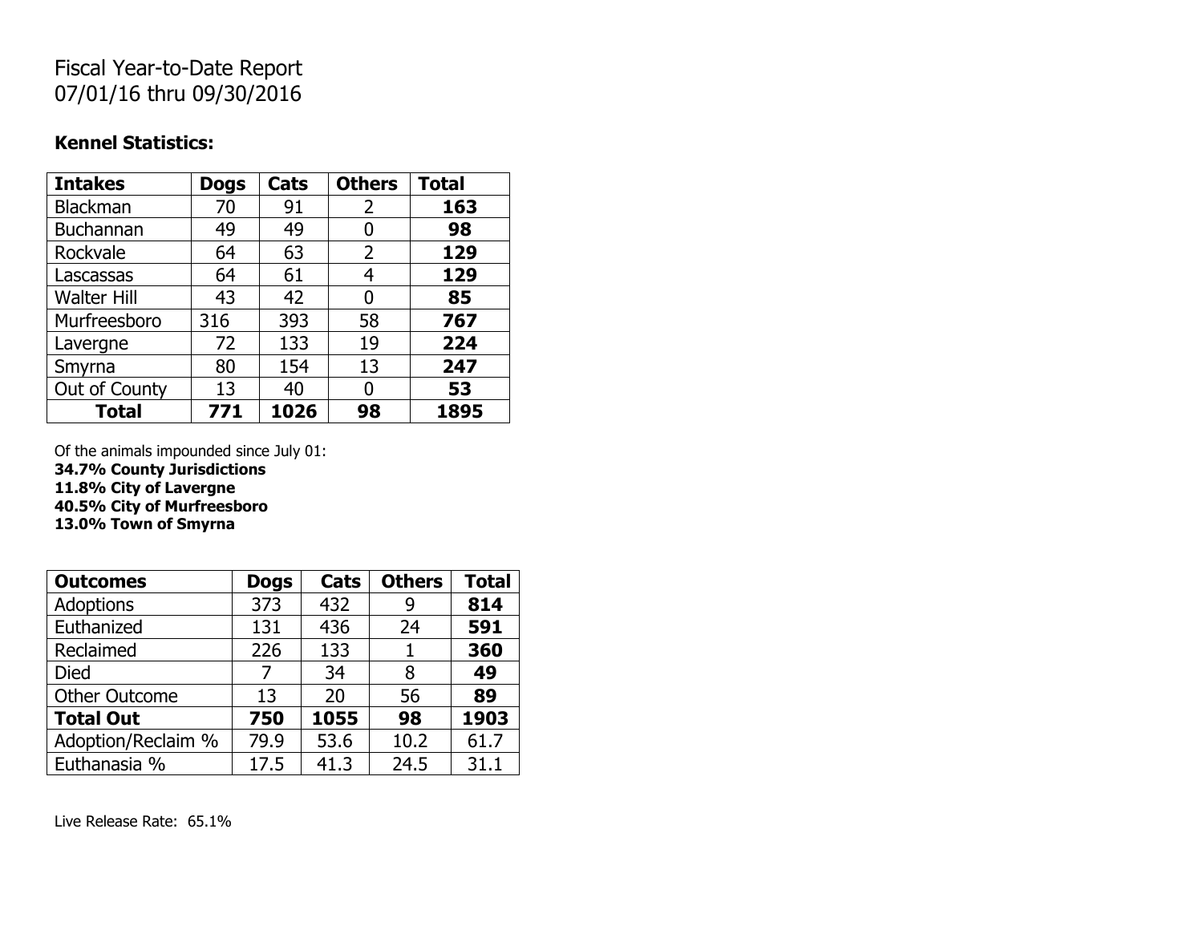Fiscal Year-to-Date Report
07/01/16 thru 09/30/2016

**Kennel Statistics:**

| Intakes | Dogs | Cats | Others | Total |
|---|---|---|---|---|
| Blackman | 70 | 91 | 2 | **163** |
| Buchannan | 49 | 49 | 0 | **98** |
| Rockvale | 64 | 63 | 2 | **129** |
| Lascassas | 64 | 61 | 4 | **129** |
| Walter Hill | 43 | 42 | 0 | **85** |
| Murfreesboro | 316 | 393 | 58 | **767** |
| Lavergne | 72 | 133 | 19 | **224** |
| Smyrna | 80 | 154 | 13 | **247** |
| Out of County | 13 | 40 | 0 | **53** |
| **Total** | **771** | **1026** | **98** | **1895** |

Of the animals impounded since July 01:
**34.7% County Jurisdictions**
**11.8% City of Lavergne**
**40.5% City of Murfreesboro**
**13.0% Town of Smyrna**

| Outcomes | Dogs | Cats | Others | Total |
|---|---|---|---|---|
| Adoptions | 373 | 432 | 9 | **814** |
| Euthanized | 131 | 436 | 24 | **591** |
| Reclaimed | 226 | 133 | 1 | **360** |
| Died | 7 | 34 | 8 | **49** |
| Other Outcome | 13 | 20 | 56 | **89** |
| **Total Out** | **750** | **1055** | **98** | **1903** |
| Adoption/Reclaim % | 79.9 | 53.6 | 10.2 | 61.7 |
| Euthanasia % | 17.5 | 41.3 | 24.5 | 31.1 |

Live Release Rate: 65.1%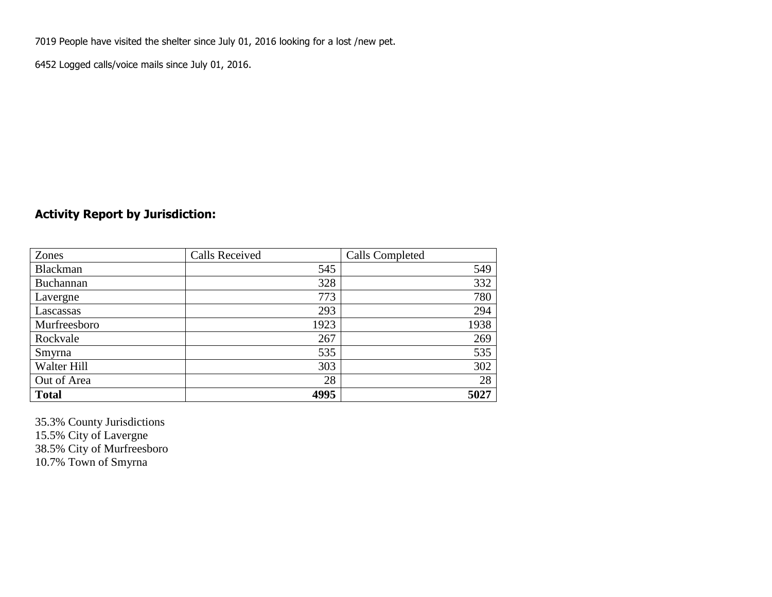7019 People have visited the shelter since July 01, 2016 looking for a lost /new pet.

6452 Logged calls/voice mails since July 01, 2016.

## Activity Report by Jurisdiction:

| Zones | Calls Received | Calls Completed |
|---|---|---|
| Blackman | 545 | 549 |
| Buchannan | 328 | 332 |
| Lavergne | 773 | 780 |
| Lascassas | 293 | 294 |
| Murfreesboro | 1923 | 1938 |
| Rockvale | 267 | 269 |
| Smyrna | 535 | 535 |
| Walter Hill | 303 | 302 |
| Out of Area | 28 | 28 |
| **Total** | **4995** | **5027** |

35.3% County Jurisdictions
15.5% City of Lavergne
38.5% City of Murfreesboro
10.7% Town of Smyrna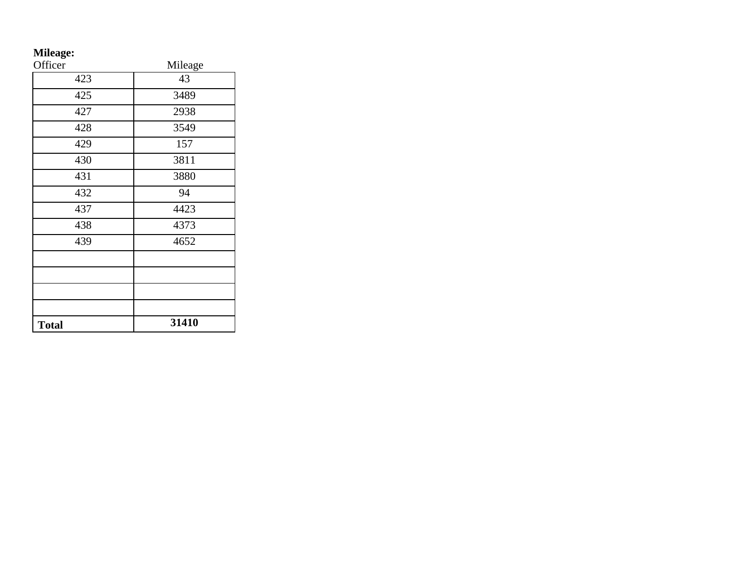**Mileage:**

| Officer | Mileage |
|---|---|
| 423 | 43 |
| 425 | 3489 |
| 427 | 2938 |
| 428 | 3549 |
| 429 | 157 |
| 430 | 3811 |
| 431 | 3880 |
| 432 | 94 |
| 437 | 4423 |
| 438 | 4373 |
| 439 | 4652 |
| | |
| | |
| | |
| | |
| **Total** | **31410** |